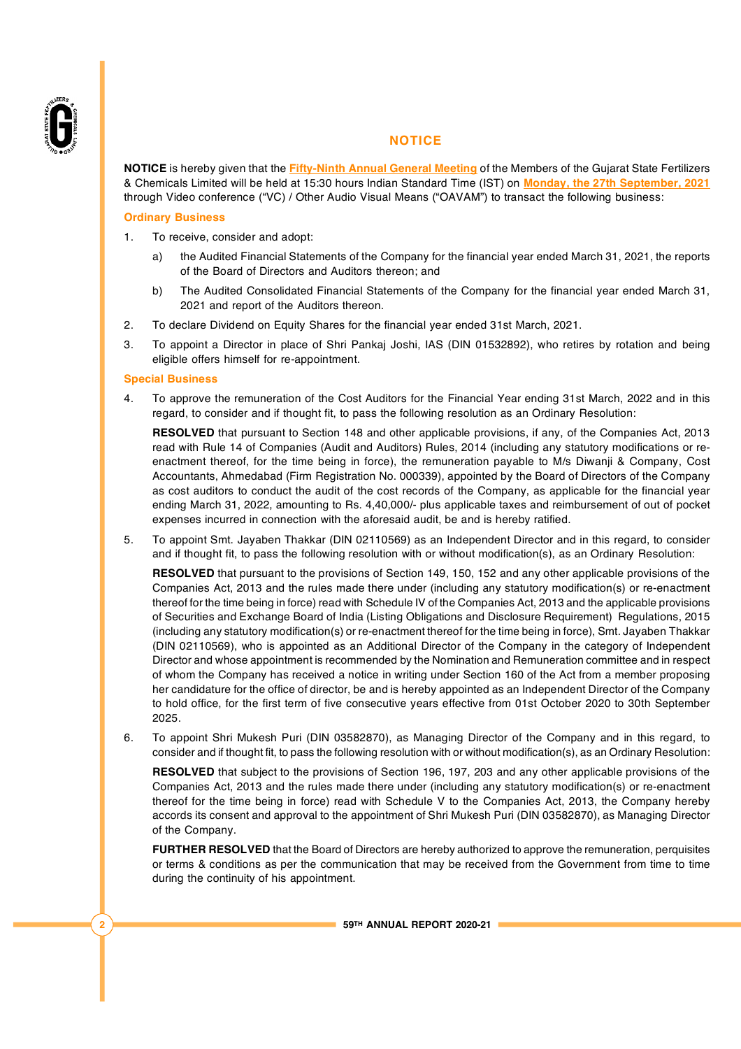# NOTICE

**NOTICE** is hereby given that the **Fifty-Ninth Annual General Meeting** of the Members of the Gujarat State Fertilizers & Chemicals Limited will be held at 15:30 hours Indian Standard Time (IST) on **Monday, the 27th September, 2021** through Video conference ("VC) / Other Audio Visual Means ("OAVAM") to transact the following business:

## Ordinary Business

1. To receive, consider and adopt:

   a) the Audited Financial Statements of the Company for the financial year ended March 31, 2021, the reports of the Board of Directors and Auditors thereon; and

   b) The Audited Consolidated Financial Statements of the Company for the financial year ended March 31, 2021 and report of the Auditors thereon.

2. To declare Dividend on Equity Shares for the financial year ended 31st March, 2021.

3. To appoint a Director in place of Shri Pankaj Joshi, IAS (DIN 01532892), who retires by rotation and being eligible offers himself for re-appointment.

## Special Business

4. To approve the remuneration of the Cost Auditors for the Financial Year ending 31st March, 2022 and in this regard, to consider and if thought fit, to pass the following resolution as an Ordinary Resolution:

   **RESOLVED** that pursuant to Section 148 and other applicable provisions, if any, of the Companies Act, 2013 read with Rule 14 of Companies (Audit and Auditors) Rules, 2014 (including any statutory modifications or re-enactment thereof, for the time being in force), the remuneration payable to M/s Diwanji & Company, Cost Accountants, Ahmedabad (Firm Registration No. 000339), appointed by the Board of Directors of the Company as cost auditors to conduct the audit of the cost records of the Company, as applicable for the financial year ending March 31, 2022, amounting to Rs. 4,40,000/- plus applicable taxes and reimbursement of out of pocket expenses incurred in connection with the aforesaid audit, be and is hereby ratified.

5. To appoint Smt. Jayaben Thakkar (DIN 02110569) as an Independent Director and in this regard, to consider and if thought fit, to pass the following resolution with or without modification(s), as an Ordinary Resolution:

   **RESOLVED** that pursuant to the provisions of Section 149, 150, 152 and any other applicable provisions of the Companies Act, 2013 and the rules made there under (including any statutory modification(s) or re-enactment thereof for the time being in force) read with Schedule IV of the Companies Act, 2013 and the applicable provisions of Securities and Exchange Board of India (Listing Obligations and Disclosure Requirement) Regulations, 2015 (including any statutory modification(s) or re-enactment thereof for the time being in force), Smt. Jayaben Thakkar (DIN 02110569), who is appointed as an Additional Director of the Company in the category of Independent Director and whose appointment is recommended by the Nomination and Remuneration committee and in respect of whom the Company has received a notice in writing under Section 160 of the Act from a member proposing her candidature for the office of director, be and is hereby appointed as an Independent Director of the Company to hold office, for the first term of five consecutive years effective from 01st October 2020 to 30th September 2025.

6. To appoint Shri Mukesh Puri (DIN 03582870), as Managing Director of the Company and in this regard, to consider and if thought fit, to pass the following resolution with or without modification(s), as an Ordinary Resolution:

   **RESOLVED** that subject to the provisions of Section 196, 197, 203 and any other applicable provisions of the Companies Act, 2013 and the rules made there under (including any statutory modification(s) or re-enactment thereof for the time being in force) read with Schedule V to the Companies Act, 2013, the Company hereby accords its consent and approval to the appointment of Shri Mukesh Puri (DIN 03582870), as Managing Director of the Company.

   **FURTHER RESOLVED** that the Board of Directors are hereby authorized to approve the remuneration, perquisites or terms & conditions as per the communication that may be received from the Government from time to time during the continuity of his appointment.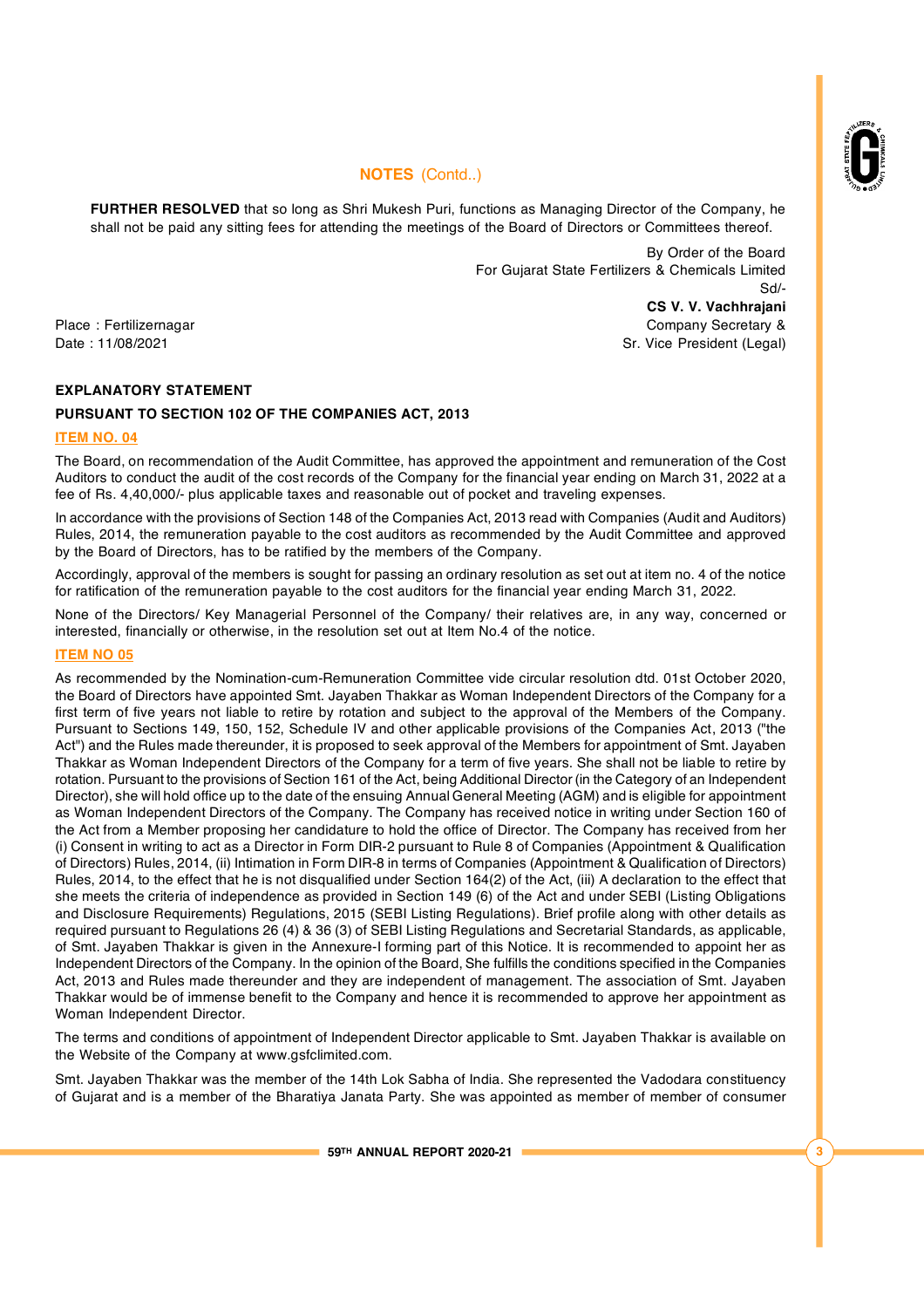## NOTES (Contd..)

**FURTHER RESOLVED** that so long as Shri Mukesh Puri, functions as Managing Director of the Company, he shall not be paid any sitting fees for attending the meetings of the Board of Directors or Committees thereof.

By Order of the Board
For Gujarat State Fertilizers & Chemicals Limited
Sd/-
**CS V. V. Vachhrajani**
Company Secretary &
Sr. Vice President (Legal)

Place : Fertilizernagar
Date : 11/08/2021

### EXPLANATORY STATEMENT

### PURSUANT TO SECTION 102 OF THE COMPANIES ACT, 2013

**ITEM NO. 04**

The Board, on recommendation of the Audit Committee, has approved the appointment and remuneration of the Cost Auditors to conduct the audit of the cost records of the Company for the financial year ending on March 31, 2022 at a fee of Rs. 4,40,000/- plus applicable taxes and reasonable out of pocket and traveling expenses.

In accordance with the provisions of Section 148 of the Companies Act, 2013 read with Companies (Audit and Auditors) Rules, 2014, the remuneration payable to the cost auditors as recommended by the Audit Committee and approved by the Board of Directors, has to be ratified by the members of the Company.

Accordingly, approval of the members is sought for passing an ordinary resolution as set out at item no. 4 of the notice for ratification of the remuneration payable to the cost auditors for the financial year ending March 31, 2022.

None of the Directors/ Key Managerial Personnel of the Company/ their relatives are, in any way, concerned or interested, financially or otherwise, in the resolution set out at Item No.4 of the notice.

**ITEM NO 05**

As recommended by the Nomination-cum-Remuneration Committee vide circular resolution dtd. 01st October 2020, the Board of Directors have appointed Smt. Jayaben Thakkar as Woman Independent Directors of the Company for a first term of five years not liable to retire by rotation and subject to the approval of the Members of the Company. Pursuant to Sections 149, 150, 152, Schedule IV and other applicable provisions of the Companies Act, 2013 ("the Act") and the Rules made thereunder, it is proposed to seek approval of the Members for appointment of Smt. Jayaben Thakkar as Woman Independent Directors of the Company for a term of five years. She shall not be liable to retire by rotation. Pursuant to the provisions of Section 161 of the Act, being Additional Director (in the Category of an Independent Director), she will hold office up to the date of the ensuing Annual General Meeting (AGM) and is eligible for appointment as Woman Independent Directors of the Company. The Company has received notice in writing under Section 160 of the Act from a Member proposing her candidature to hold the office of Director. The Company has received from her (i) Consent in writing to act as a Director in Form DIR-2 pursuant to Rule 8 of Companies (Appointment & Qualification of Directors) Rules, 2014, (ii) Intimation in Form DIR-8 in terms of Companies (Appointment & Qualification of Directors) Rules, 2014, to the effect that he is not disqualified under Section 164(2) of the Act, (iii) A declaration to the effect that she meets the criteria of independence as provided in Section 149 (6) of the Act and under SEBI (Listing Obligations and Disclosure Requirements) Regulations, 2015 (SEBI Listing Regulations). Brief profile along with other details as required pursuant to Regulations 26 (4) & 36 (3) of SEBI Listing Regulations and Secretarial Standards, as applicable, of Smt. Jayaben Thakkar is given in the Annexure-I forming part of this Notice. It is recommended to appoint her as Independent Directors of the Company. In the opinion of the Board, She fulfills the conditions specified in the Companies Act, 2013 and Rules made thereunder and they are independent of management. The association of Smt. Jayaben Thakkar would be of immense benefit to the Company and hence it is recommended to approve her appointment as Woman Independent Director.

The terms and conditions of appointment of Independent Director applicable to Smt. Jayaben Thakkar is available on the Website of the Company at www.gsfclimited.com.

Smt. Jayaben Thakkar was the member of the 14th Lok Sabha of India. She represented the Vadodara constituency of Gujarat and is a member of the Bharatiya Janata Party. She was appointed as member of member of consumer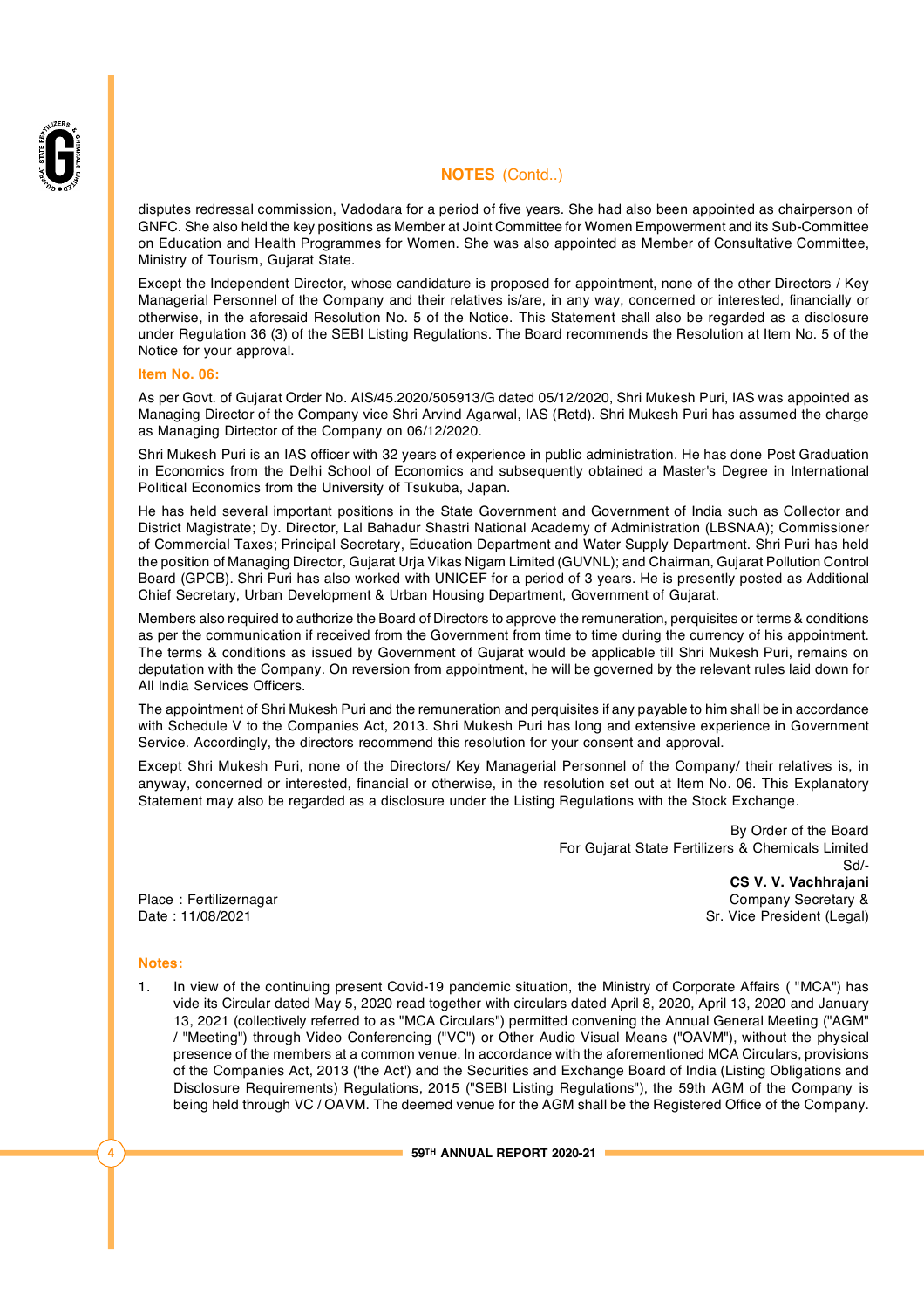## NOTES (Contd..)

disputes redressal commission, Vadodara for a period of five years. She had also been appointed as chairperson of GNFC. She also held the key positions as Member at Joint Committee for Women Empowerment and its Sub-Committee on Education and Health Programmes for Women. She was also appointed as Member of Consultative Committee, Ministry of Tourism, Gujarat State.

Except the Independent Director, whose candidature is proposed for appointment, none of the other Directors / Key Managerial Personnel of the Company and their relatives is/are, in any way, concerned or interested, financially or otherwise, in the aforesaid Resolution No. 5 of the Notice. This Statement shall also be regarded as a disclosure under Regulation 36 (3) of the SEBI Listing Regulations. The Board recommends the Resolution at Item No. 5 of the Notice for your approval.

**Item No. 06:**

As per Govt. of Gujarat Order No. AIS/45.2020/505913/G dated 05/12/2020, Shri Mukesh Puri, IAS was appointed as Managing Director of the Company vice Shri Arvind Agarwal, IAS (Retd). Shri Mukesh Puri has assumed the charge as Managing Dirtector of the Company on 06/12/2020.

Shri Mukesh Puri is an IAS officer with 32 years of experience in public administration. He has done Post Graduation in Economics from the Delhi School of Economics and subsequently obtained a Master's Degree in International Political Economics from the University of Tsukuba, Japan.

He has held several important positions in the State Government and Government of India such as Collector and District Magistrate; Dy. Director, Lal Bahadur Shastri National Academy of Administration (LBSNAA); Commissioner of Commercial Taxes; Principal Secretary, Education Department and Water Supply Department. Shri Puri has held the position of Managing Director, Gujarat Urja Vikas Nigam Limited (GUVNL); and Chairman, Gujarat Pollution Control Board (GPCB). Shri Puri has also worked with UNICEF for a period of 3 years. He is presently posted as Additional Chief Secretary, Urban Development & Urban Housing Department, Government of Gujarat.

Members also required to authorize the Board of Directors to approve the remuneration, perquisites or terms & conditions as per the communication if received from the Government from time to time during the currency of his appointment. The terms & conditions as issued by Government of Gujarat would be applicable till Shri Mukesh Puri, remains on deputation with the Company. On reversion from appointment, he will be governed by the relevant rules laid down for All India Services Officers.

The appointment of Shri Mukesh Puri and the remuneration and perquisites if any payable to him shall be in accordance with Schedule V to the Companies Act, 2013. Shri Mukesh Puri has long and extensive experience in Government Service. Accordingly, the directors recommend this resolution for your consent and approval.

Except Shri Mukesh Puri, none of the Directors/ Key Managerial Personnel of the Company/ their relatives is, in anyway, concerned or interested, financial or otherwise, in the resolution set out at Item No. 06. This Explanatory Statement may also be regarded as a disclosure under the Listing Regulations with the Stock Exchange.

By Order of the Board
For Gujarat State Fertilizers & Chemicals Limited
Sd/-
**CS V. V. Vachhrajani**
Company Secretary &
Sr. Vice President (Legal)

Place : Fertilizernagar
Date : 11/08/2021

**Notes:**

1. In view of the continuing present Covid-19 pandemic situation, the Ministry of Corporate Affairs ( "MCA") has vide its Circular dated May 5, 2020 read together with circulars dated April 8, 2020, April 13, 2020 and January 13, 2021 (collectively referred to as "MCA Circulars") permitted convening the Annual General Meeting ("AGM" / "Meeting") through Video Conferencing ("VC") or Other Audio Visual Means ("OAVM"), without the physical presence of the members at a common venue. In accordance with the aforementioned MCA Circulars, provisions of the Companies Act, 2013 ('the Act') and the Securities and Exchange Board of India (Listing Obligations and Disclosure Requirements) Regulations, 2015 ("SEBI Listing Regulations"), the 59th AGM of the Company is being held through VC / OAVM. The deemed venue for the AGM shall be the Registered Office of the Company.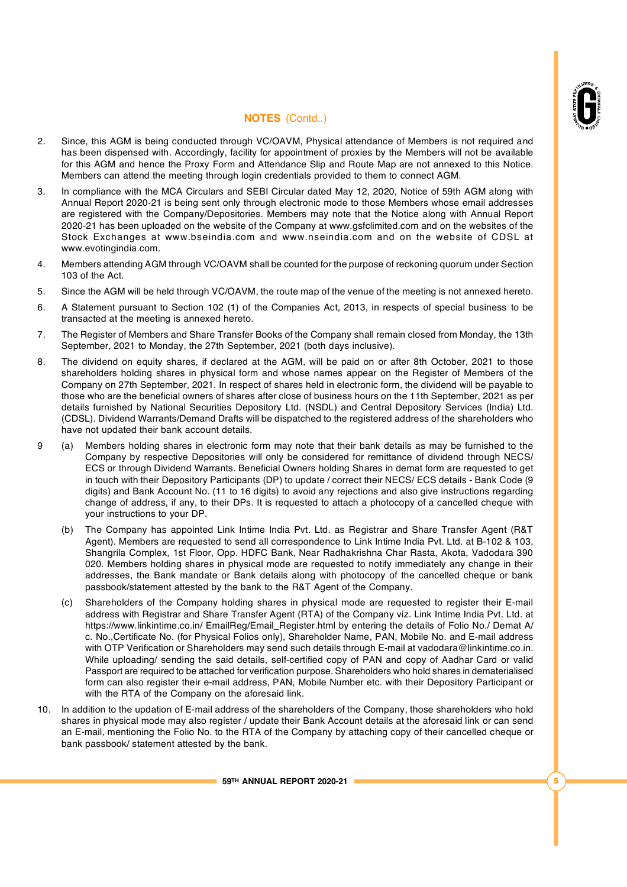## NOTES (Contd..)

2. Since, this AGM is being conducted through VC/OAVM, Physical attendance of Members is not required and has been dispensed with. Accordingly, facility for appointment of proxies by the Members will not be available for this AGM and hence the Proxy Form and Attendance Slip and Route Map are not annexed to this Notice. Members can attend the meeting through login credentials provided to them to connect AGM.

3. In compliance with the MCA Circulars and SEBI Circular dated May 12, 2020, Notice of 59th AGM along with Annual Report 2020-21 is being sent only through electronic mode to those Members whose email addresses are registered with the Company/Depositories. Members may note that the Notice along with Annual Report 2020-21 has been uploaded on the website of the Company at www.gsfclimited.com and on the websites of the Stock Exchanges at www.bseindia.com and www.nseindia.com and on the website of CDSL at www.evotingindia.com.

4. Members attending AGM through VC/OAVM shall be counted for the purpose of reckoning quorum under Section 103 of the Act.

5. Since the AGM will be held through VC/OAVM, the route map of the venue of the meeting is not annexed hereto.

6. A Statement pursuant to Section 102 (1) of the Companies Act, 2013, in respects of special business to be transacted at the meeting is annexed hereto.

7. The Register of Members and Share Transfer Books of the Company shall remain closed from Monday, the 13th September, 2021 to Monday, the 27th September, 2021 (both days inclusive).

8. The dividend on equity shares, if declared at the AGM, will be paid on or after 8th October, 2021 to those shareholders holding shares in physical form and whose names appear on the Register of Members of the Company on 27th September, 2021. In respect of shares held in electronic form, the dividend will be payable to those who are the beneficial owners of shares after close of business hours on the 11th September, 2021 as per details furnished by National Securities Depository Ltd. (NSDL) and Central Depository Services (India) Ltd. (CDSL). Dividend Warrants/Demand Drafts will be dispatched to the registered address of the shareholders who have not updated their bank account details.

9 (a) Members holding shares in electronic form may note that their bank details as may be furnished to the Company by respective Depositories will only be considered for remittance of dividend through NECS/ ECS or through Dividend Warrants. Beneficial Owners holding Shares in demat form are requested to get in touch with their Depository Participants (DP) to update / correct their NECS/ ECS details - Bank Code (9 digits) and Bank Account No. (11 to 16 digits) to avoid any rejections and also give instructions regarding change of address, if any, to their DPs. It is requested to attach a photocopy of a cancelled cheque with your instructions to your DP.

   (b) The Company has appointed Link Intime India Pvt. Ltd. as Registrar and Share Transfer Agent (R&T Agent). Members are requested to send all correspondence to Link Intime India Pvt. Ltd. at B-102 & 103, Shangrila Complex, 1st Floor, Opp. HDFC Bank, Near Radhakrishna Char Rasta, Akota, Vadodara 390 020. Members holding shares in physical mode are requested to notify immediately any change in their addresses, the Bank mandate or Bank details along with photocopy of the cancelled cheque or bank passbook/statement attested by the bank to the R&T Agent of the Company.

   (c) Shareholders of the Company holding shares in physical mode are requested to register their E-mail address with Registrar and Share Transfer Agent (RTA) of the Company viz. Link Intime India Pvt. Ltd. at https://www.linkintime.co.in/ EmailReg/Email_Register.html by entering the details of Folio No./ Demat A/ c. No.,Certificate No. (for Physical Folios only), Shareholder Name, PAN, Mobile No. and E-mail address with OTP Verification or Shareholders may send such details through E-mail at vadodara@linkintime.co.in. While uploading/ sending the said details, self-certified copy of PAN and copy of Aadhar Card or valid Passport are required to be attached for verification purpose. Shareholders who hold shares in dematerialised form can also register their e-mail address, PAN, Mobile Number etc. with their Depository Participant or with the RTA of the Company on the aforesaid link.

10. In addition to the updation of E-mail address of the shareholders of the Company, those shareholders who hold shares in physical mode may also register / update their Bank Account details at the aforesaid link or can send an E-mail, mentioning the Folio No. to the RTA of the Company by attaching copy of their cancelled cheque or bank passbook/ statement attested by the bank.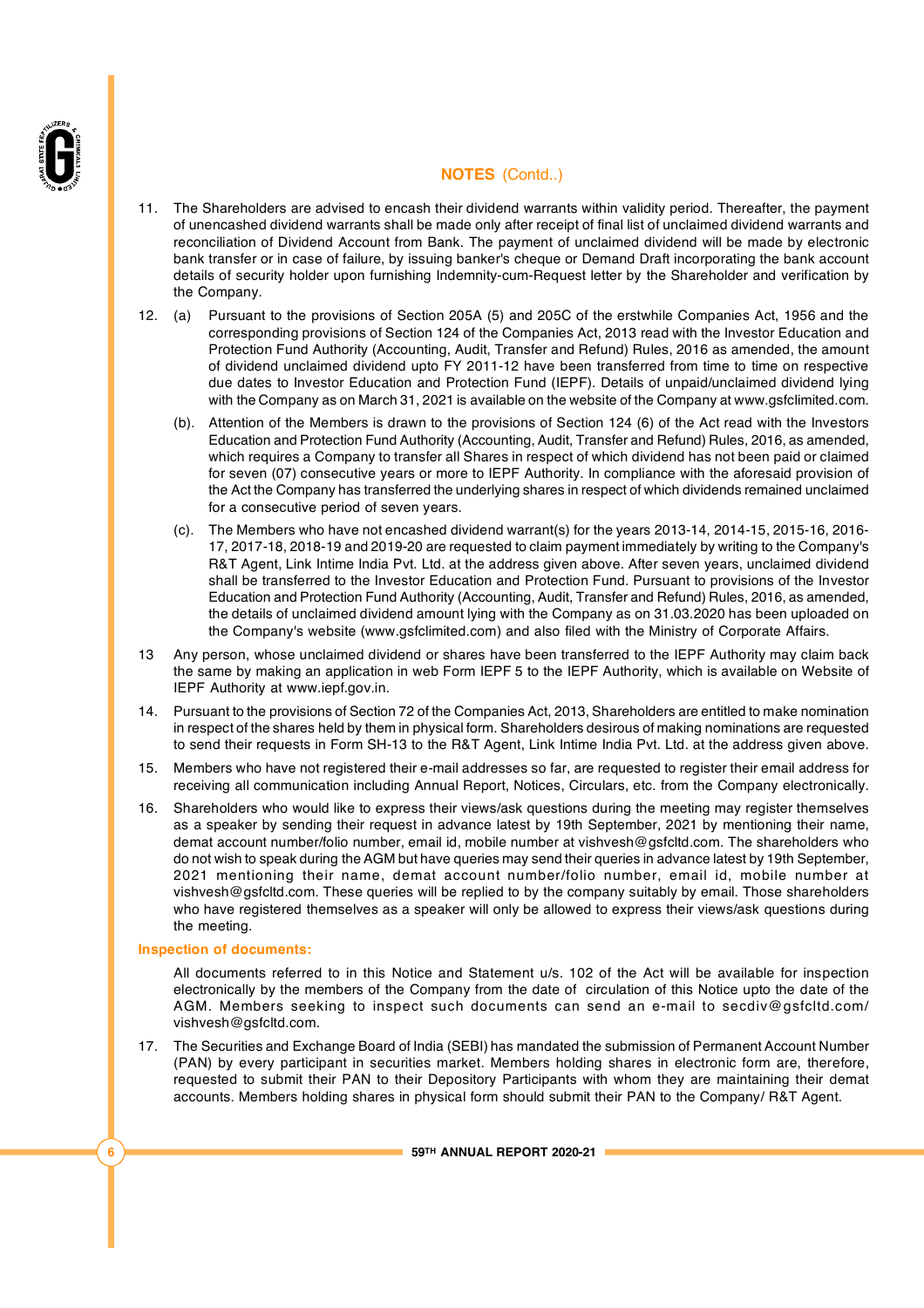## NOTES (Contd..)

11. The Shareholders are advised to encash their dividend warrants within validity period. Thereafter, the payment of unencashed dividend warrants shall be made only after receipt of final list of unclaimed dividend warrants and reconciliation of Dividend Account from Bank. The payment of unclaimed dividend will be made by electronic bank transfer or in case of failure, by issuing banker's cheque or Demand Draft incorporating the bank account details of security holder upon furnishing Indemnity-cum-Request letter by the Shareholder and verification by the Company.

12. (a) Pursuant to the provisions of Section 205A (5) and 205C of the erstwhile Companies Act, 1956 and the corresponding provisions of Section 124 of the Companies Act, 2013 read with the Investor Education and Protection Fund Authority (Accounting, Audit, Transfer and Refund) Rules, 2016 as amended, the amount of dividend unclaimed dividend upto FY 2011-12 have been transferred from time to time on respective due dates to Investor Education and Protection Fund (IEPF). Details of unpaid/unclaimed dividend lying with the Company as on March 31, 2021 is available on the website of the Company at www.gsfclimited.com.

    (b). Attention of the Members is drawn to the provisions of Section 124 (6) of the Act read with the Investors Education and Protection Fund Authority (Accounting, Audit, Transfer and Refund) Rules, 2016, as amended, which requires a Company to transfer all Shares in respect of which dividend has not been paid or claimed for seven (07) consecutive years or more to IEPF Authority. In compliance with the aforesaid provision of the Act the Company has transferred the underlying shares in respect of which dividends remained unclaimed for a consecutive period of seven years.

    (c). The Members who have not encashed dividend warrant(s) for the years 2013-14, 2014-15, 2015-16, 2016-17, 2017-18, 2018-19 and 2019-20 are requested to claim payment immediately by writing to the Company's R&T Agent, Link Intime India Pvt. Ltd. at the address given above. After seven years, unclaimed dividend shall be transferred to the Investor Education and Protection Fund. Pursuant to provisions of the Investor Education and Protection Fund Authority (Accounting, Audit, Transfer and Refund) Rules, 2016, as amended, the details of unclaimed dividend amount lying with the Company as on 31.03.2020 has been uploaded on the Company's website (www.gsfclimited.com) and also filed with the Ministry of Corporate Affairs.

13 Any person, whose unclaimed dividend or shares have been transferred to the IEPF Authority may claim back the same by making an application in web Form IEPF 5 to the IEPF Authority, which is available on Website of IEPF Authority at www.iepf.gov.in.

14. Pursuant to the provisions of Section 72 of the Companies Act, 2013, Shareholders are entitled to make nomination in respect of the shares held by them in physical form. Shareholders desirous of making nominations are requested to send their requests in Form SH-13 to the R&T Agent, Link Intime India Pvt. Ltd. at the address given above.

15. Members who have not registered their e-mail addresses so far, are requested to register their email address for receiving all communication including Annual Report, Notices, Circulars, etc. from the Company electronically.

16. Shareholders who would like to express their views/ask questions during the meeting may register themselves as a speaker by sending their request in advance latest by 19th September, 2021 by mentioning their name, demat account number/folio number, email id, mobile number at vishvesh@gsfcltd.com. The shareholders who do not wish to speak during the AGM but have queries may send their queries in advance latest by 19th September, 2021 mentioning their name, demat account number/folio number, email id, mobile number at vishvesh@gsfcltd.com. These queries will be replied to by the company suitably by email. Those shareholders who have registered themselves as a speaker will only be allowed to express their views/ask questions during the meeting.

**Inspection of documents:**

All documents referred to in this Notice and Statement u/s. 102 of the Act will be available for inspection electronically by the members of the Company from the date of circulation of this Notice upto the date of the AGM. Members seeking to inspect such documents can send an e-mail to secdiv@gsfcltd.com/ vishvesh@gsfcltd.com.

17. The Securities and Exchange Board of India (SEBI) has mandated the submission of Permanent Account Number (PAN) by every participant in securities market. Members holding shares in electronic form are, therefore, requested to submit their PAN to their Depository Participants with whom they are maintaining their demat accounts. Members holding shares in physical form should submit their PAN to the Company/ R&T Agent.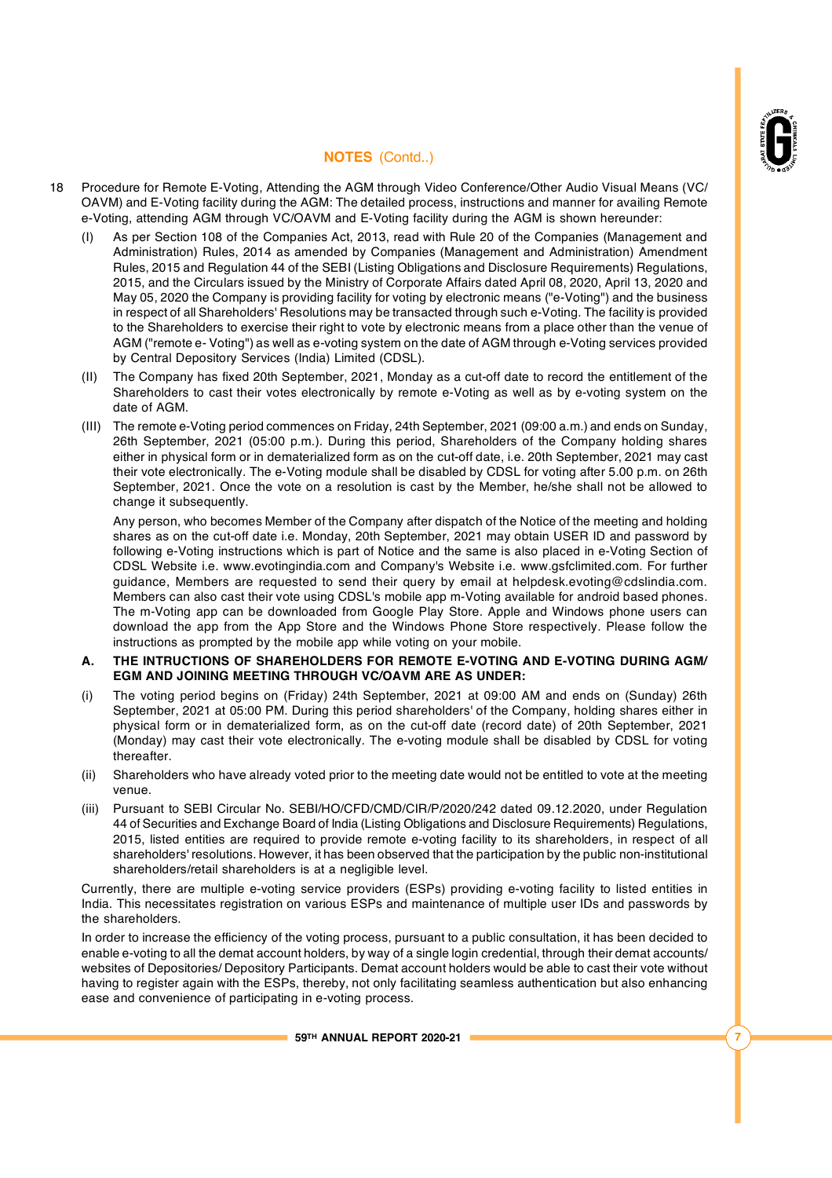## NOTES (Contd..)

18 Procedure for Remote E-Voting, Attending the AGM through Video Conference/Other Audio Visual Means (VC/OAVM) and E-Voting facility during the AGM: The detailed process, instructions and manner for availing Remote e-Voting, attending AGM through VC/OAVM and E-Voting facility during the AGM is shown hereunder:

(I) As per Section 108 of the Companies Act, 2013, read with Rule 20 of the Companies (Management and Administration) Rules, 2014 as amended by Companies (Management and Administration) Amendment Rules, 2015 and Regulation 44 of the SEBI (Listing Obligations and Disclosure Requirements) Regulations, 2015, and the Circulars issued by the Ministry of Corporate Affairs dated April 08, 2020, April 13, 2020 and May 05, 2020 the Company is providing facility for voting by electronic means ("e-Voting") and the business in respect of all Shareholders' Resolutions may be transacted through such e-Voting. The facility is provided to the Shareholders to exercise their right to vote by electronic means from a place other than the venue of AGM ("remote e- Voting") as well as e-voting system on the date of AGM through e-Voting services provided by Central Depository Services (India) Limited (CDSL).

(II) The Company has fixed 20th September, 2021, Monday as a cut-off date to record the entitlement of the Shareholders to cast their votes electronically by remote e-Voting as well as by e-voting system on the date of AGM.

(III) The remote e-Voting period commences on Friday, 24th September, 2021 (09:00 a.m.) and ends on Sunday, 26th September, 2021 (05:00 p.m.). During this period, Shareholders of the Company holding shares either in physical form or in dematerialized form as on the cut-off date, i.e. 20th September, 2021 may cast their vote electronically. The e-Voting module shall be disabled by CDSL for voting after 5.00 p.m. on 26th September, 2021. Once the vote on a resolution is cast by the Member, he/she shall not be allowed to change it subsequently.

Any person, who becomes Member of the Company after dispatch of the Notice of the meeting and holding shares as on the cut-off date i.e. Monday, 20th September, 2021 may obtain USER ID and password by following e-Voting instructions which is part of Notice and the same is also placed in e-Voting Section of CDSL Website i.e. www.evotingindia.com and Company's Website i.e. www.gsfclimited.com. For further guidance, Members are requested to send their query by email at helpdesk.evoting@cdslindia.com. Members can also cast their vote using CDSL's mobile app m-Voting available for android based phones. The m-Voting app can be downloaded from Google Play Store. Apple and Windows phone users can download the app from the App Store and the Windows Phone Store respectively. Please follow the instructions as prompted by the mobile app while voting on your mobile.

**A. THE INTRUCTIONS OF SHAREHOLDERS FOR REMOTE E-VOTING AND E-VOTING DURING AGM/ EGM AND JOINING MEETING THROUGH VC/OAVM ARE AS UNDER:**

(i) The voting period begins on (Friday) 24th September, 2021 at 09:00 AM and ends on (Sunday) 26th September, 2021 at 05:00 PM. During this period shareholders' of the Company, holding shares either in physical form or in dematerialized form, as on the cut-off date (record date) of 20th September, 2021 (Monday) may cast their vote electronically. The e-voting module shall be disabled by CDSL for voting thereafter.

(ii) Shareholders who have already voted prior to the meeting date would not be entitled to vote at the meeting venue.

(iii) Pursuant to SEBI Circular No. SEBI/HO/CFD/CMD/CIR/P/2020/242 dated 09.12.2020, under Regulation 44 of Securities and Exchange Board of India (Listing Obligations and Disclosure Requirements) Regulations, 2015, listed entities are required to provide remote e-voting facility to its shareholders, in respect of all shareholders' resolutions. However, it has been observed that the participation by the public non-institutional shareholders/retail shareholders is at a negligible level.

Currently, there are multiple e-voting service providers (ESPs) providing e-voting facility to listed entities in India. This necessitates registration on various ESPs and maintenance of multiple user IDs and passwords by the shareholders.

In order to increase the efficiency of the voting process, pursuant to a public consultation, it has been decided to enable e-voting to all the demat account holders, by way of a single login credential, through their demat accounts/ websites of Depositories/ Depository Participants. Demat account holders would be able to cast their vote without having to register again with the ESPs, thereby, not only facilitating seamless authentication but also enhancing ease and convenience of participating in e-voting process.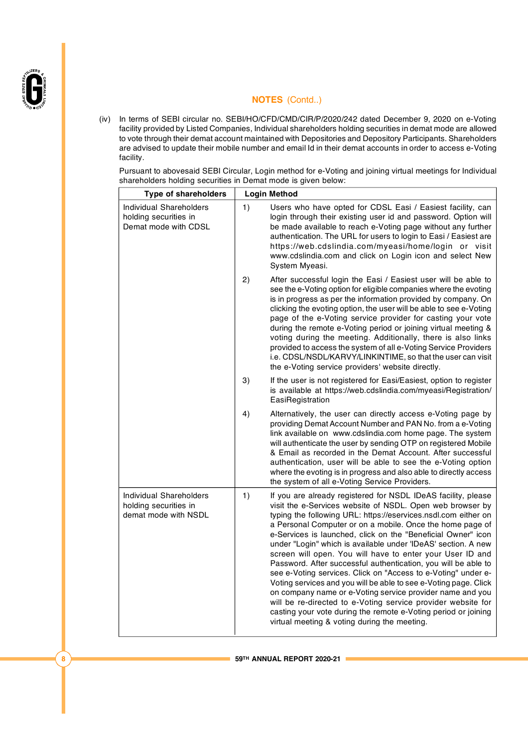## NOTES (Contd..)

(iv) In terms of SEBI circular no. SEBI/HO/CFD/CMD/CIR/P/2020/242 dated December 9, 2020 on e-Voting facility provided by Listed Companies, Individual shareholders holding securities in demat mode are allowed to vote through their demat account maintained with Depositories and Depository Participants. Shareholders are advised to update their mobile number and email Id in their demat accounts in order to access e-Voting facility.

Pursuant to abovesaid SEBI Circular, Login method for e-Voting and joining virtual meetings for Individual shareholders holding securities in Demat mode is given below:

| Type of shareholders | Login Method |
|---|---|
| Individual Shareholders holding securities in Demat mode with CDSL | 1) Users who have opted for CDSL Easi / Easiest facility, can login through their existing user id and password. Option will be made available to reach e-Voting page without any further authentication. The URL for users to login to Easi / Easiest are https://web.cdslindia.com/myeasi/home/login or visit www.cdslindia.com and click on Login icon and select New System Myeasi.<br><br>2) After successful login the Easi / Easiest user will be able to see the e-Voting option for eligible companies where the evoting is in progress as per the information provided by company. On clicking the evoting option, the user will be able to see e-Voting page of the e-Voting service provider for casting your vote during the remote e-Voting period or joining virtual meeting & voting during the meeting. Additionally, there is also links provided to access the system of all e-Voting Service Providers i.e. CDSL/NSDL/KARVY/LINKINTIME, so that the user can visit the e-Voting service providers' website directly.<br><br>3) If the user is not registered for Easi/Easiest, option to register is available at https://web.cdslindia.com/myeasi/Registration/EasiRegistration<br><br>4) Alternatively, the user can directly access e-Voting page by providing Demat Account Number and PAN No. from a e-Voting link available on www.cdslindia.com home page. The system will authenticate the user by sending OTP on registered Mobile & Email as recorded in the Demat Account. After successful authentication, user will be able to see the e-Voting option where the evoting is in progress and also able to directly access the system of all e-Voting Service Providers. |
| Individual Shareholders holding securities in demat mode with NSDL | 1) If you are already registered for NSDL IDeAS facility, please visit the e-Services website of NSDL. Open web browser by typing the following URL: https://eservices.nsdl.com either on a Personal Computer or on a mobile. Once the home page of e-Services is launched, click on the "Beneficial Owner" icon under "Login" which is available under 'IDeAS' section. A new screen will open. You will have to enter your User ID and Password. After successful authentication, you will be able to see e-Voting services. Click on "Access to e-Voting" under e-Voting services and you will be able to see e-Voting page. Click on company name or e-Voting service provider name and you will be re-directed to e-Voting service provider website for casting your vote during the remote e-Voting period or joining virtual meeting & voting during the meeting. |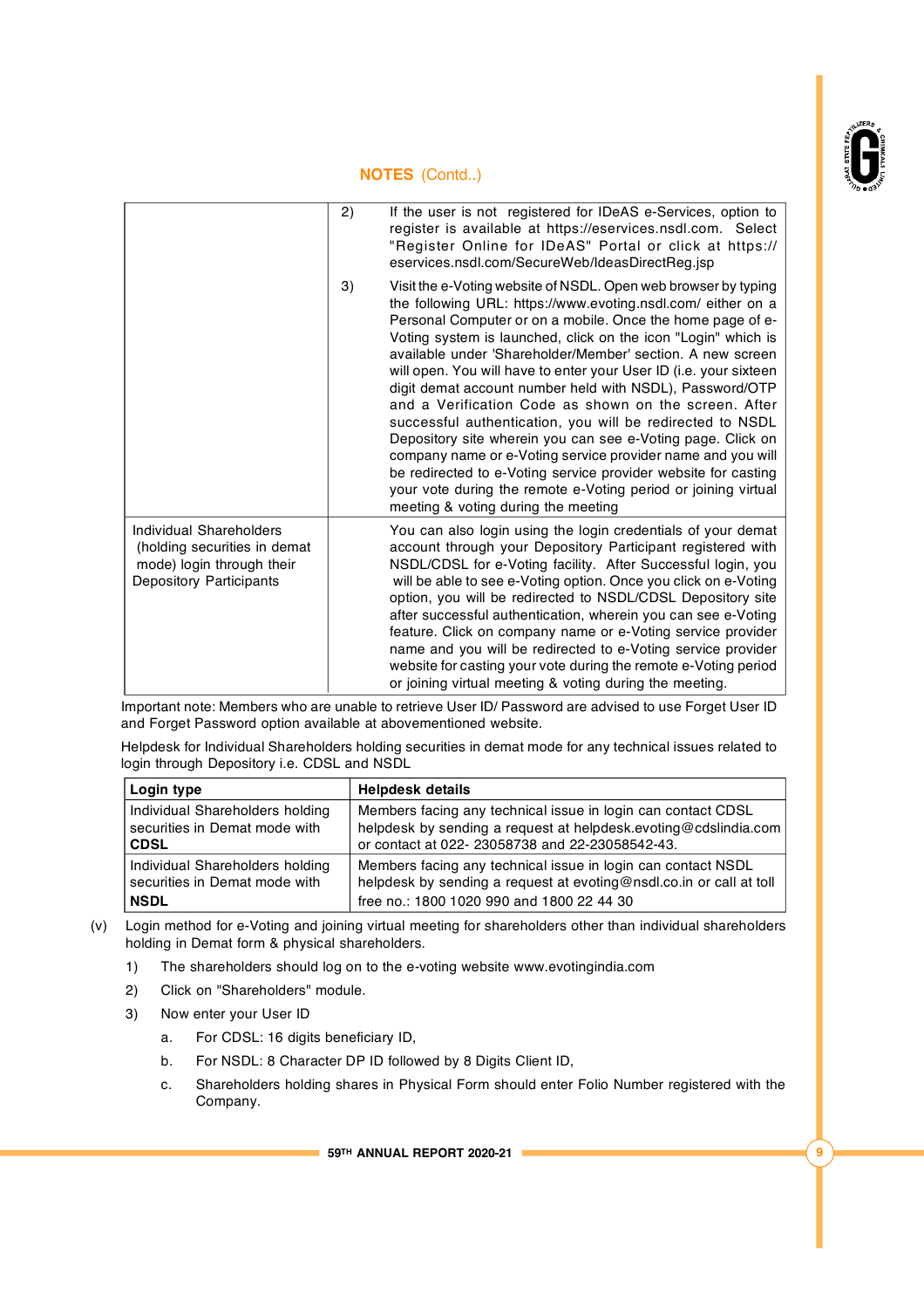**NOTES** (Contd..)

| | | |
|---|---|---|
| | 2) | If the user is not registered for IDeAS e-Services, option to register is available at https://eservices.nsdl.com. Select "Register Online for IDeAS" Portal or click at https://eservices.nsdl.com/SecureWeb/IdeasDirectReg.jsp |
| | 3) | Visit the e-Voting website of NSDL. Open web browser by typing the following URL: https://www.evoting.nsdl.com/ either on a Personal Computer or on a mobile. Once the home page of e-Voting system is launched, click on the icon "Login" which is available under 'Shareholder/Member' section. A new screen will open. You will have to enter your User ID (i.e. your sixteen digit demat account number held with NSDL), Password/OTP and a Verification Code as shown on the screen. After successful authentication, you will be redirected to NSDL Depository site wherein you can see e-Voting page. Click on company name or e-Voting service provider name and you will be redirected to e-Voting service provider website for casting your vote during the remote e-Voting period or joining virtual meeting & voting during the meeting |
| Individual Shareholders (holding securities in demat mode) login through their Depository Participants | | You can also login using the login credentials of your demat account through your Depository Participant registered with NSDL/CDSL for e-Voting facility. After Successful login, you will be able to see e-Voting option. Once you click on e-Voting option, you will be redirected to NSDL/CDSL Depository site after successful authentication, wherein you can see e-Voting feature. Click on company name or e-Voting service provider name and you will be redirected to e-Voting service provider website for casting your vote during the remote e-Voting period or joining virtual meeting & voting during the meeting. |

Important note: Members who are unable to retrieve User ID/ Password are advised to use Forget User ID and Forget Password option available at abovementioned website.

Helpdesk for Individual Shareholders holding securities in demat mode for any technical issues related to login through Depository i.e. CDSL and NSDL

| **Login type** | **Helpdesk details** |
|---|---|
| Individual Shareholders holding securities in Demat mode with **CDSL** | Members facing any technical issue in login can contact CDSL helpdesk by sending a request at helpdesk.evoting@cdslindia.com or contact at 022- 23058738 and 22-23058542-43. |
| Individual Shareholders holding securities in Demat mode with **NSDL** | Members facing any technical issue in login can contact NSDL helpdesk by sending a request at evoting@nsdl.co.in or call at toll free no.: 1800 1020 990 and 1800 22 44 30 |

(v) Login method for e-Voting and joining virtual meeting for shareholders other than individual shareholders holding in Demat form & physical shareholders.

1) The shareholders should log on to the e-voting website www.evotingindia.com
2) Click on "Shareholders" module.
3) Now enter your User ID
   a. For CDSL: 16 digits beneficiary ID,
   b. For NSDL: 8 Character DP ID followed by 8 Digits Client ID,
   c. Shareholders holding shares in Physical Form should enter Folio Number registered with the Company.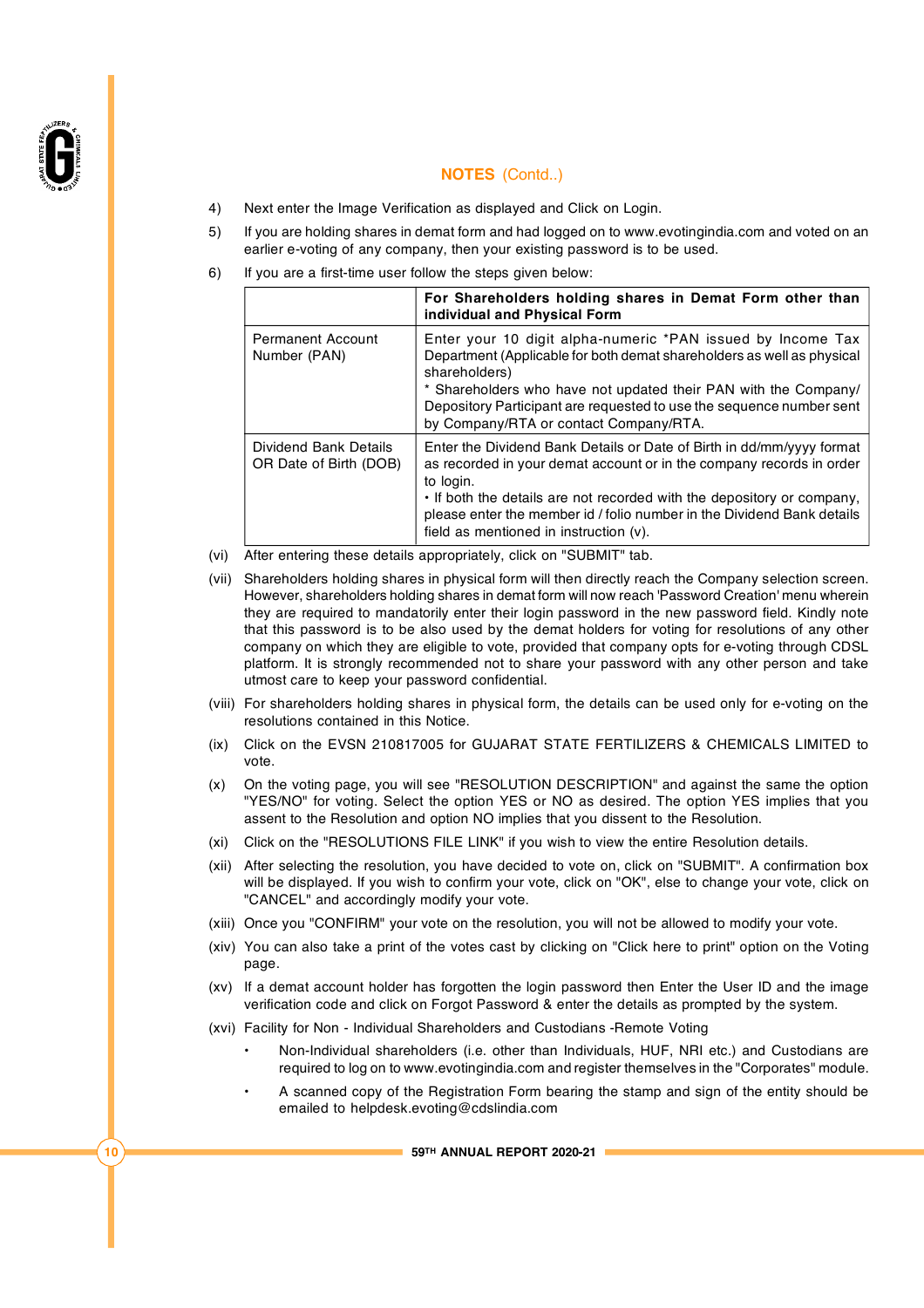## NOTES (Contd..)

4) Next enter the Image Verification as displayed and Click on Login.

5) If you are holding shares in demat form and had logged on to www.evotingindia.com and voted on an earlier e-voting of any company, then your existing password is to be used.

6) If you are a first-time user follow the steps given below:

| | For Shareholders holding shares in Demat Form other than individual and Physical Form |
|---|---|
| Permanent Account Number (PAN) | Enter your 10 digit alpha-numeric *PAN issued by Income Tax Department (Applicable for both demat shareholders as well as physical shareholders)<br>* Shareholders who have not updated their PAN with the Company/ Depository Participant are requested to use the sequence number sent by Company/RTA or contact Company/RTA. |
| Dividend Bank Details OR Date of Birth (DOB) | Enter the Dividend Bank Details or Date of Birth in dd/mm/yyyy format as recorded in your demat account or in the company records in order to login.<br>• If both the details are not recorded with the depository or company, please enter the member id / folio number in the Dividend Bank details field as mentioned in instruction (v). |

(vi) After entering these details appropriately, click on "SUBMIT" tab.

(vii) Shareholders holding shares in physical form will then directly reach the Company selection screen. However, shareholders holding shares in demat form will now reach 'Password Creation' menu wherein they are required to mandatorily enter their login password in the new password field. Kindly note that this password is to be also used by the demat holders for voting for resolutions of any other company on which they are eligible to vote, provided that company opts for e-voting through CDSL platform. It is strongly recommended not to share your password with any other person and take utmost care to keep your password confidential.

(viii) For shareholders holding shares in physical form, the details can be used only for e-voting on the resolutions contained in this Notice.

(ix) Click on the EVSN 210817005 for GUJARAT STATE FERTILIZERS & CHEMICALS LIMITED to vote.

(x) On the voting page, you will see "RESOLUTION DESCRIPTION" and against the same the option "YES/NO" for voting. Select the option YES or NO as desired. The option YES implies that you assent to the Resolution and option NO implies that you dissent to the Resolution.

(xi) Click on the "RESOLUTIONS FILE LINK" if you wish to view the entire Resolution details.

(xii) After selecting the resolution, you have decided to vote on, click on "SUBMIT". A confirmation box will be displayed. If you wish to confirm your vote, click on "OK", else to change your vote, click on "CANCEL" and accordingly modify your vote.

(xiii) Once you "CONFIRM" your vote on the resolution, you will not be allowed to modify your vote.

(xiv) You can also take a print of the votes cast by clicking on "Click here to print" option on the Voting page.

(xv) If a demat account holder has forgotten the login password then Enter the User ID and the image verification code and click on Forgot Password & enter the details as prompted by the system.

(xvi) Facility for Non - Individual Shareholders and Custodians -Remote Voting

- Non-Individual shareholders (i.e. other than Individuals, HUF, NRI etc.) and Custodians are required to log on to www.evotingindia.com and register themselves in the "Corporates" module.
- A scanned copy of the Registration Form bearing the stamp and sign of the entity should be emailed to helpdesk.evoting@cdslindia.com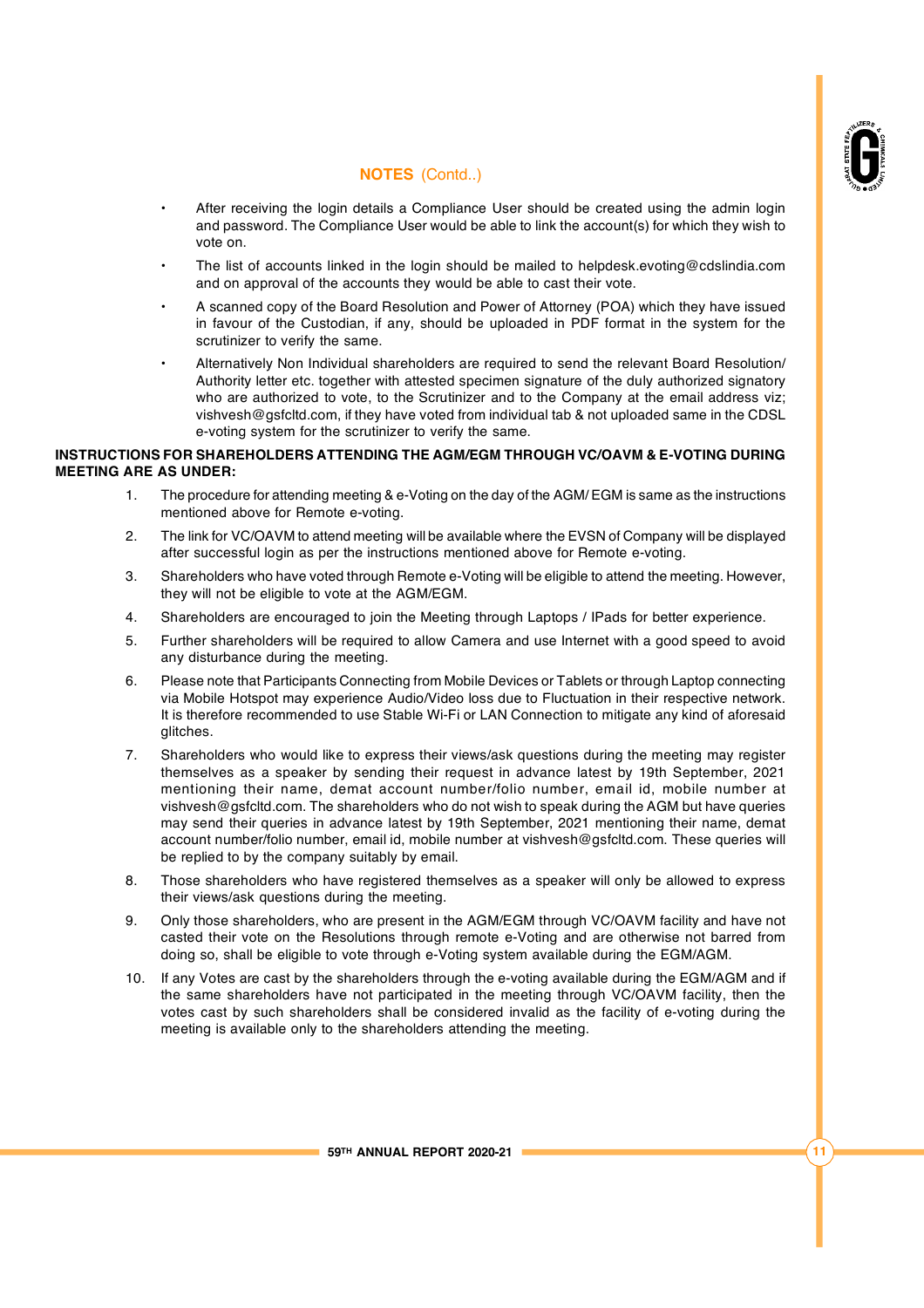## NOTES (Contd..)

- After receiving the login details a Compliance User should be created using the admin login and password. The Compliance User would be able to link the account(s) for which they wish to vote on.
- The list of accounts linked in the login should be mailed to helpdesk.evoting@cdslindia.com and on approval of the accounts they would be able to cast their vote.
- A scanned copy of the Board Resolution and Power of Attorney (POA) which they have issued in favour of the Custodian, if any, should be uploaded in PDF format in the system for the scrutinizer to verify the same.
- Alternatively Non Individual shareholders are required to send the relevant Board Resolution/ Authority letter etc. together with attested specimen signature of the duly authorized signatory who are authorized to vote, to the Scrutinizer and to the Company at the email address viz; vishvesh@gsfcltd.com, if they have voted from individual tab & not uploaded same in the CDSL e-voting system for the scrutinizer to verify the same.

**INSTRUCTIONS FOR SHAREHOLDERS ATTENDING THE AGM/EGM THROUGH VC/OAVM & E-VOTING DURING MEETING ARE AS UNDER:**

1. The procedure for attending meeting & e-Voting on the day of the AGM/ EGM is same as the instructions mentioned above for Remote e-voting.
2. The link for VC/OAVM to attend meeting will be available where the EVSN of Company will be displayed after successful login as per the instructions mentioned above for Remote e-voting.
3. Shareholders who have voted through Remote e-Voting will be eligible to attend the meeting. However, they will not be eligible to vote at the AGM/EGM.
4. Shareholders are encouraged to join the Meeting through Laptops / IPads for better experience.
5. Further shareholders will be required to allow Camera and use Internet with a good speed to avoid any disturbance during the meeting.
6. Please note that Participants Connecting from Mobile Devices or Tablets or through Laptop connecting via Mobile Hotspot may experience Audio/Video loss due to Fluctuation in their respective network. It is therefore recommended to use Stable Wi-Fi or LAN Connection to mitigate any kind of aforesaid glitches.
7. Shareholders who would like to express their views/ask questions during the meeting may register themselves as a speaker by sending their request in advance latest by 19th September, 2021 mentioning their name, demat account number/folio number, email id, mobile number at vishvesh@gsfcltd.com. The shareholders who do not wish to speak during the AGM but have queries may send their queries in advance latest by 19th September, 2021 mentioning their name, demat account number/folio number, email id, mobile number at vishvesh@gsfcltd.com. These queries will be replied to by the company suitably by email.
8. Those shareholders who have registered themselves as a speaker will only be allowed to express their views/ask questions during the meeting.
9. Only those shareholders, who are present in the AGM/EGM through VC/OAVM facility and have not casted their vote on the Resolutions through remote e-Voting and are otherwise not barred from doing so, shall be eligible to vote through e-Voting system available during the EGM/AGM.
10. If any Votes are cast by the shareholders through the e-voting available during the EGM/AGM and if the same shareholders have not participated in the meeting through VC/OAVM facility, then the votes cast by such shareholders shall be considered invalid as the facility of e-voting during the meeting is available only to the shareholders attending the meeting.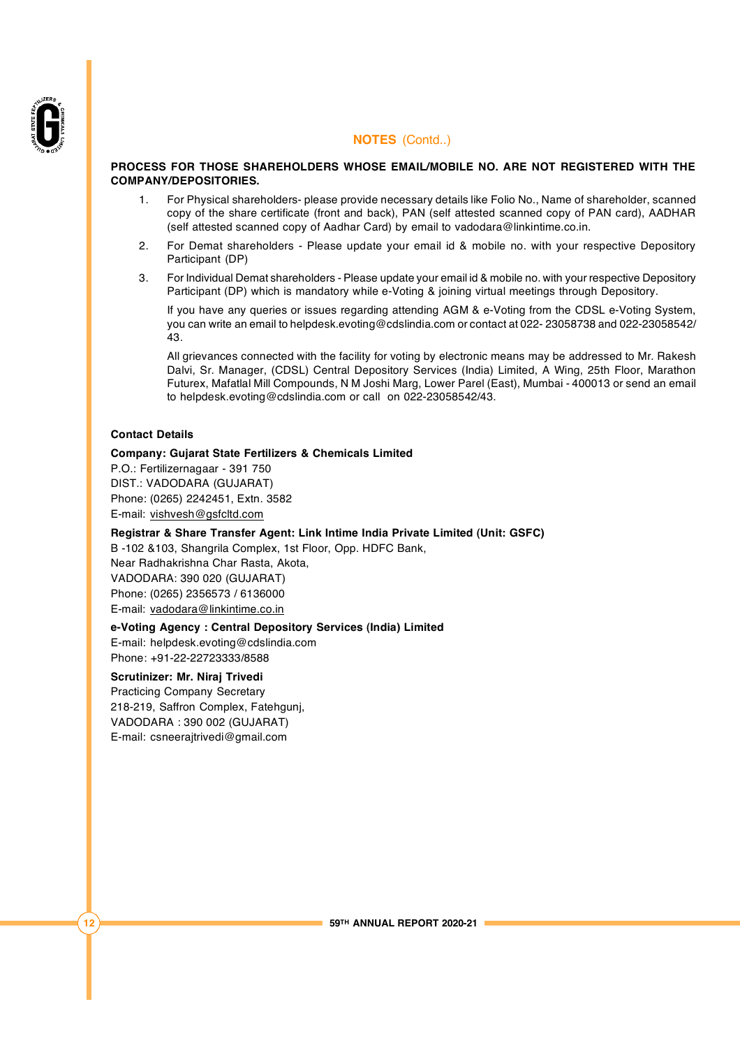## NOTES (Contd..)

**PROCESS FOR THOSE SHAREHOLDERS WHOSE EMAIL/MOBILE NO. ARE NOT REGISTERED WITH THE COMPANY/DEPOSITORIES.**

1. For Physical shareholders- please provide necessary details like Folio No., Name of shareholder, scanned copy of the share certificate (front and back), PAN (self attested scanned copy of PAN card), AADHAR (self attested scanned copy of Aadhar Card) by email to vadodara@linkintime.co.in.
2. For Demat shareholders - Please update your email id & mobile no. with your respective Depository Participant (DP)
3. For Individual Demat shareholders - Please update your email id & mobile no. with your respective Depository Participant (DP) which is mandatory while e-Voting & joining virtual meetings through Depository.

   If you have any queries or issues regarding attending AGM & e-Voting from the CDSL e-Voting System, you can write an email to helpdesk.evoting@cdslindia.com or contact at 022- 23058738 and 022-23058542/43.

   All grievances connected with the facility for voting by electronic means may be addressed to Mr. Rakesh Dalvi, Sr. Manager, (CDSL) Central Depository Services (India) Limited, A Wing, 25th Floor, Marathon Futurex, Mafatlal Mill Compounds, N M Joshi Marg, Lower Parel (East), Mumbai - 400013 or send an email to helpdesk.evoting@cdslindia.com or call on 022-23058542/43.

**Contact Details**

**Company: Gujarat State Fertilizers & Chemicals Limited**
P.O.: Fertilizernagaar - 391 750
DIST.: VADODARA (GUJARAT)
Phone: (0265) 2242451, Extn. 3582
E-mail: vishvesh@gsfcltd.com

**Registrar & Share Transfer Agent: Link Intime India Private Limited (Unit: GSFC)**
B -102 &103, Shangrila Complex, 1st Floor, Opp. HDFC Bank,
Near Radhakrishna Char Rasta, Akota,
VADODARA: 390 020 (GUJARAT)
Phone: (0265) 2356573 / 6136000
E-mail: vadodara@linkintime.co.in

**e-Voting Agency : Central Depository Services (India) Limited**
E-mail: helpdesk.evoting@cdslindia.com
Phone: +91-22-22723333/8588

**Scrutinizer: Mr. Niraj Trivedi**
Practicing Company Secretary
218-219, Saffron Complex, Fatehgunj,
VADODARA : 390 002 (GUJARAT)
E-mail: csneerajtrivedi@gmail.com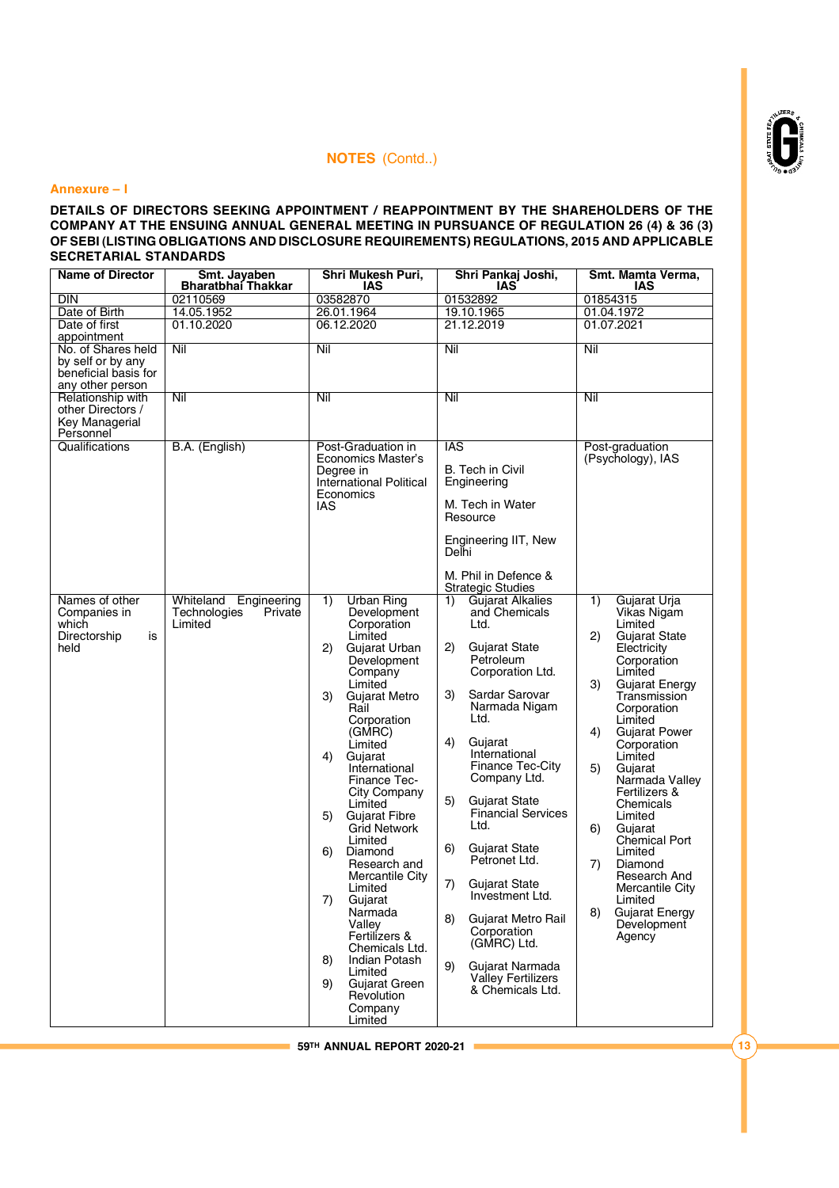## NOTES (Contd..)

### Annexure – I

**DETAILS OF DIRECTORS SEEKING APPOINTMENT / REAPPOINTMENT BY THE SHAREHOLDERS OF THE COMPANY AT THE ENSUING ANNUAL GENERAL MEETING IN PURSUANCE OF REGULATION 26 (4) & 36 (3) OF SEBI (LISTING OBLIGATIONS AND DISCLOSURE REQUIREMENTS) REGULATIONS, 2015 AND APPLICABLE SECRETARIAL STANDARDS**

| Name of Director | Smt. Jayaben Bharatbhai Thakkar | Shri Mukesh Puri, IAS | Shri Pankaj Joshi, IAS | Smt. Mamta Verma, IAS |
|---|---|---|---|---|
| DIN | 02110569 | 03582870 | 01532892 | 01854315 |
| Date of Birth | 14.05.1952 | 26.01.1964 | 19.10.1965 | 01.04.1972 |
| Date of first appointment | 01.10.2020 | 06.12.2020 | 21.12.2019 | 01.07.2021 |
| No. of Shares held by self or by any beneficial basis for any other person | Nil | Nil | Nil | Nil |
| Relationship with other Directors / Key Managerial Personnel | Nil | Nil | Nil | Nil |
| Qualifications | B.A. (English) | Post-Graduation in Economics Master's Degree in International Political Economics IAS | IAS<br>B. Tech in Civil Engineering<br>M. Tech in Water Resource<br>Engineering IIT, New Delhi<br>M. Phil in Defence & Strategic Studies | Post-graduation (Psychology), IAS |
| Names of other Companies in which Directorship is held | Whiteland Engineering Technologies Private Limited | 1) Urban Ring Development Corporation Limited<br>2) Gujarat Urban Development Company Limited<br>3) Gujarat Metro Rail Corporation (GMRC) Limited<br>4) Gujarat International Finance Tec-City Company Limited<br>5) Gujarat Fibre Grid Network Limited<br>6) Diamond Research and Mercantile City Limited<br>7) Gujarat Narmada Valley Fertilizers & Chemicals Ltd.<br>8) Indian Potash Limited<br>9) Gujarat Green Revolution Company Limited | 1) Gujarat Alkalies and Chemicals Ltd.<br>2) Gujarat State Petroleum Corporation Ltd.<br>3) Sardar Sarovar Narmada Nigam Ltd.<br>4) Gujarat International Finance Tec-City Company Ltd.<br>5) Gujarat State Financial Services Ltd.<br>6) Gujarat State Petronet Ltd.<br>7) Gujarat State Investment Ltd.<br>8) Gujarat Metro Rail Corporation (GMRC) Ltd.<br>9) Gujarat Narmada Valley Fertilizers & Chemicals Ltd. | 1) Gujarat Urja Vikas Nigam Limited<br>2) Gujarat State Electricity Corporation Limited<br>3) Gujarat Energy Transmission Corporation Limited<br>4) Gujarat Power Corporation Limited<br>5) Gujarat Narmada Valley Fertilizers & Chemicals Limited<br>6) Gujarat Chemical Port Limited<br>7) Diamond Research And Mercantile City Limited<br>8) Gujarat Energy Development Agency |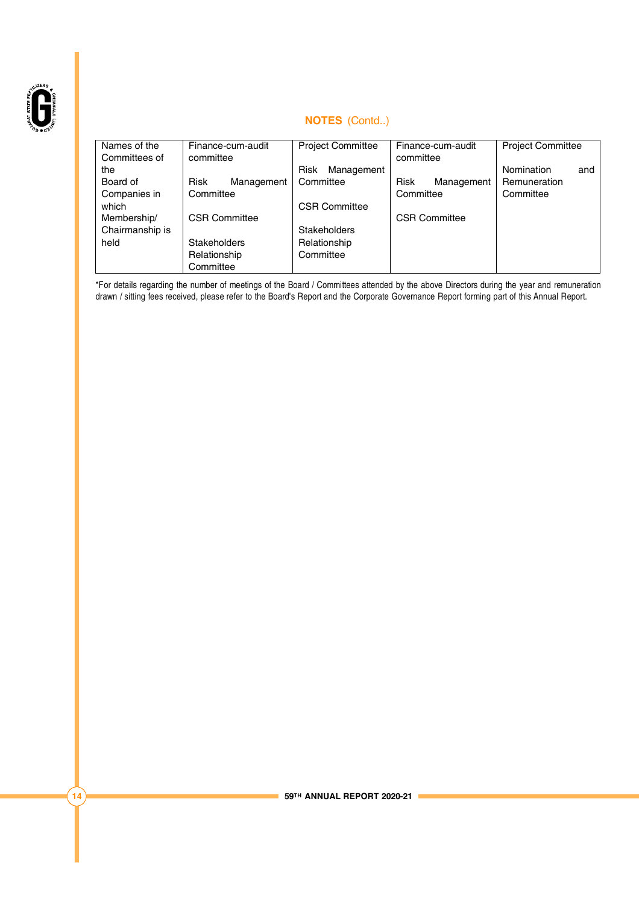## NOTES (Contd..)

| | | | | |
|---|---|---|---|---|
| Names of the Committees of the Board of Companies in which Membership/ Chairmanship is held | Finance-cum-audit committee<br><br>Risk Management Committee<br><br>CSR Committee<br><br>Stakeholders Relationship Committee | Project Committee<br><br>Risk Management Committee<br><br>CSR Committee<br><br>Stakeholders Relationship Committee | Finance-cum-audit committee<br><br>Risk Management Committee<br><br>CSR Committee | Project Committee<br><br>Nomination and Remuneration Committee |

*For details regarding the number of meetings of the Board / Committees attended by the above Directors during the year and remuneration drawn / sitting fees received, please refer to the Board's Report and the Corporate Governance Report forming part of this Annual Report.